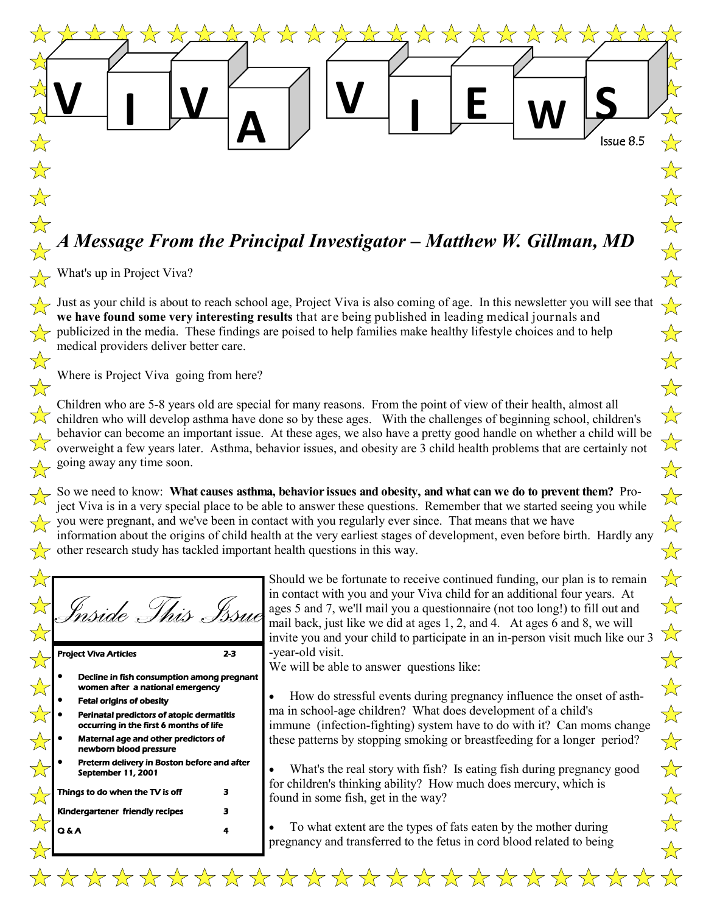# VIVA VIEWS

Issue 8.5

## *A Message From the Principal Investigator – Matthew W. Gillman, MD*

What's up in Project Viva?

Just as your child is about to reach school age, Project Viva is also coming of age. In this newsletter you will see that **we have found some very interesting results** that are being published in leading medical journals and publicized in the media. These findings are poised to help families make healthy lifestyle choices and to help medical providers deliver better care.

Where is Project Viva going from here?

Children who are 5-8 years old are special for many reasons. From the point of view of their health, almost all children who will develop asthma have done so by these ages. With the challenges of beginning school, children's behavior can become an important issue. At these ages, we also have a pretty good handle on whether a child will be overweight a few years later. Asthma, behavior issues, and obesity are 3 child health problems that are certainly not going away any time soon.

So we need to know: **What causes asthma, behavior issues and obesity, and what can we do to prevent them?** Project Viva is in a very special place to be able to answer these questions. Remember that we started seeing you while you were pregnant, and we've been in contact with you regularly ever since. That means that we have information about the origins of child health at the very earliest stages of development, even before birth. Hardly any other research study has tackled important health questions in this way.

### *Inside This Issue*

| | |
|---|---|
| **Project Viva Articles** | **2-3** |
| • Decline in fish consumption among pregnant women after a national emergency | |
| • Fetal origins of obesity | |
| • Perinatal predictors of atopic dermatitis occurring in the first 6 months of life | |
| • Maternal age and other predictors of newborn blood pressure | |
| • Preterm delivery in Boston before and after September 11, 2001 | |
| **Things to do when the TV is off** | **3** |
| **Kindergartener friendly recipes** | **3** |
| **Q & A** | **4** |

Should we be fortunate to receive continued funding, our plan is to remain in contact with you and your Viva child for an additional four years. At ages 5 and 7, we'll mail you a questionnaire (not too long!) to fill out and mail back, just like we did at ages 1, 2, and 4. At ages 6 and 8, we will invite you and your child to participate in an in-person visit much like our 3-year-old visit.

We will be able to answer questions like:

- How do stressful events during pregnancy influence the onset of asthma in school-age children? What does development of a child's immune (infection-fighting) system have to do with it? Can moms change these patterns by stopping smoking or breastfeeding for a longer period?
- What's the real story with fish? Is eating fish during pregnancy good for children's thinking ability? How much does mercury, which is found in some fish, get in the way?
- To what extent are the types of fats eaten by the mother during pregnancy and transferred to the fetus in cord blood related to being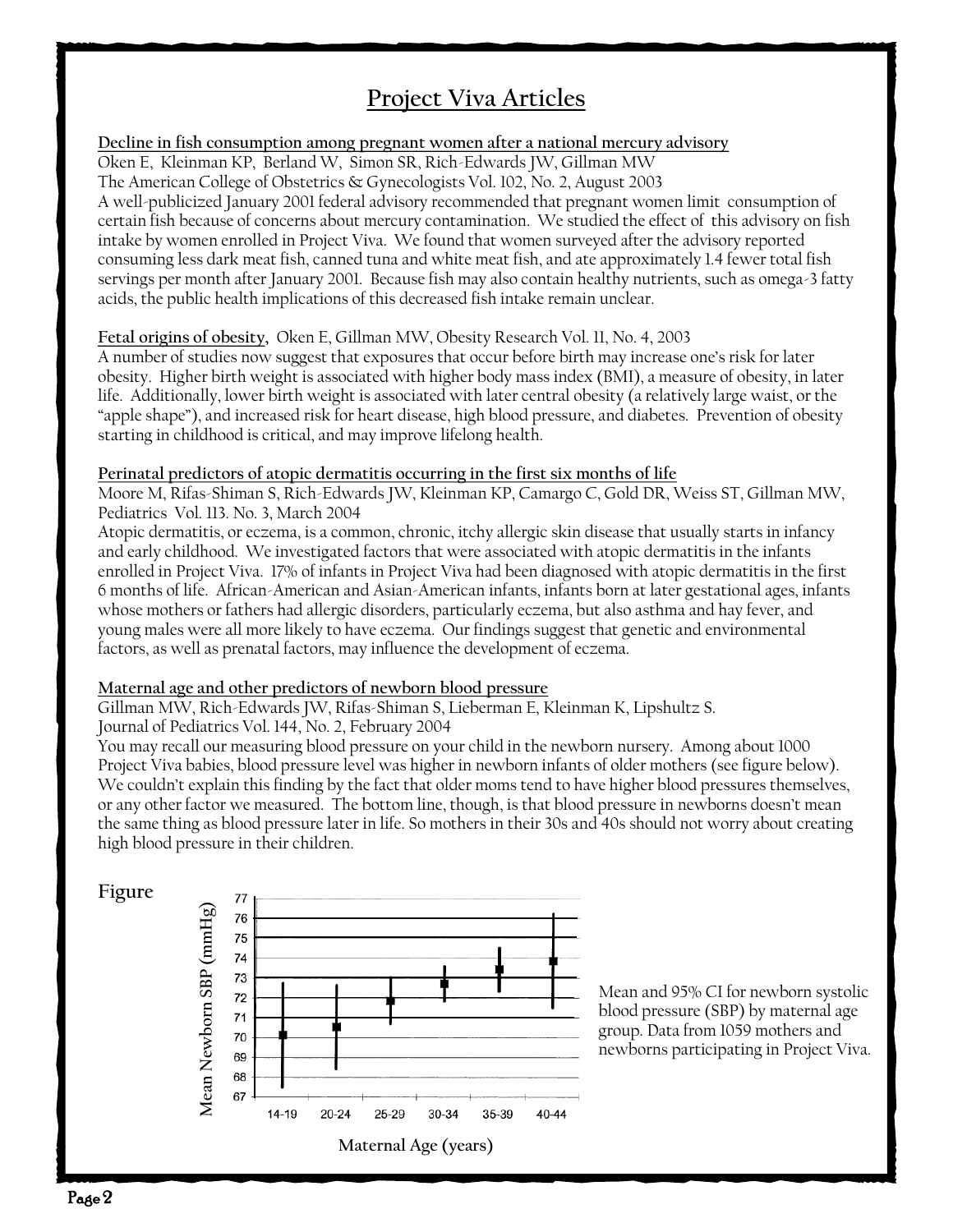# Project Viva Articles

**Decline in fish consumption among pregnant women after a national mercury advisory**

Oken E, Kleinman KP, Berland W, Simon SR, Rich-Edwards JW, Gillman MW
The American College of Obstetrics & Gynecologists Vol. 102, No. 2, August 2003

A well-publicized January 2001 federal advisory recommended that pregnant women limit consumption of certain fish because of concerns about mercury contamination. We studied the effect of this advisory on fish intake by women enrolled in Project Viva. We found that women surveyed after the advisory reported consuming less dark meat fish, canned tuna and white meat fish, and ate approximately 1.4 fewer total fish servings per month after January 2001. Because fish may also contain healthy nutrients, such as omega-3 fatty acids, the public health implications of this decreased fish intake remain unclear.

**Fetal origins of obesity,** Oken E, Gillman MW, Obesity Research Vol. 11, No. 4, 2003

A number of studies now suggest that exposures that occur before birth may increase one's risk for later obesity. Higher birth weight is associated with higher body mass index (BMI), a measure of obesity, in later life. Additionally, lower birth weight is associated with later central obesity (a relatively large waist, or the "apple shape"), and increased risk for heart disease, high blood pressure, and diabetes. Prevention of obesity starting in childhood is critical, and may improve lifelong health.

**Perinatal predictors of atopic dermatitis occurring in the first six months of life**

Moore M, Rifas-Shiman S, Rich-Edwards JW, Kleinman KP, Camargo C, Gold DR, Weiss ST, Gillman MW, Pediatrics Vol. 113. No. 3, March 2004

Atopic dermatitis, or eczema, is a common, chronic, itchy allergic skin disease that usually starts in infancy and early childhood. We investigated factors that were associated with atopic dermatitis in the infants enrolled in Project Viva. 17% of infants in Project Viva had been diagnosed with atopic dermatitis in the first 6 months of life. African-American and Asian-American infants, infants born at later gestational ages, infants whose mothers or fathers had allergic disorders, particularly eczema, but also asthma and hay fever, and young males were all more likely to have eczema. Our findings suggest that genetic and environmental factors, as well as prenatal factors, may influence the development of eczema.

**Maternal age and other predictors of newborn blood pressure**

Gillman MW, Rich-Edwards JW, Rifas-Shiman S, Lieberman E, Kleinman K, Lipshultz S.
Journal of Pediatrics Vol. 144, No. 2, February 2004

You may recall our measuring blood pressure on your child in the newborn nursery. Among about 1000 Project Viva babies, blood pressure level was higher in newborn infants of older mothers (see figure below). We couldn't explain this finding by the fact that older moms tend to have higher blood pressures themselves, or any other factor we measured. The bottom line, though, is that blood pressure in newborns doesn't mean the same thing as blood pressure later in life. So mothers in their 30s and 40s should not worry about creating high blood pressure in their children.

**Figure**

Mean and 95% CI for newborn systolic blood pressure (SBP) by maternal age group. Data from 1059 mothers and newborns participating in Project Viva.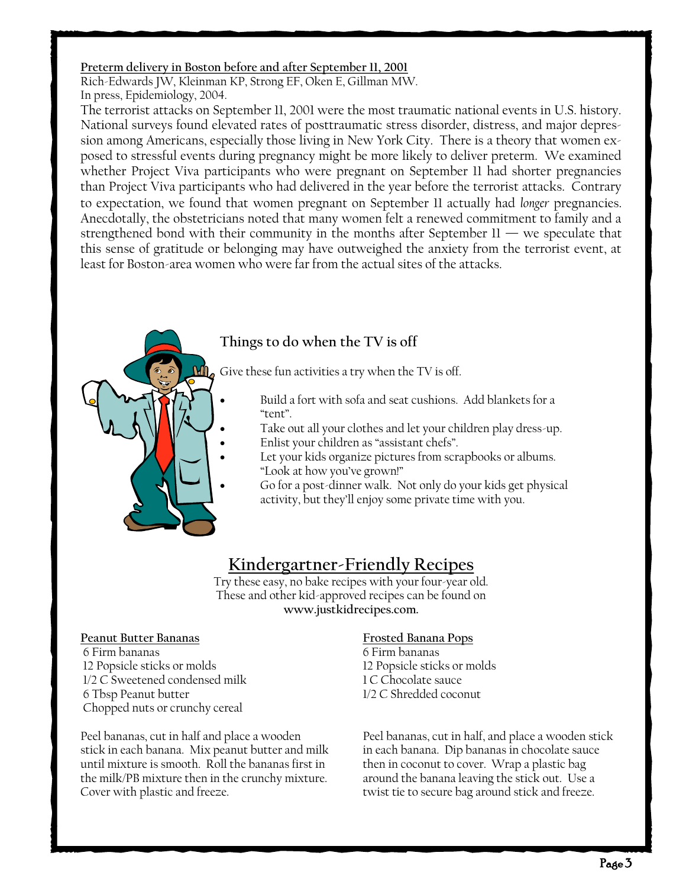**Preterm delivery in Boston before and after September 11, 2001**

Rich-Edwards JW, Kleinman KP, Strong EF, Oken E, Gillman MW.
In press, Epidemiology, 2004.

The terrorist attacks on September 11, 2001 were the most traumatic national events in U.S. history. National surveys found elevated rates of posttraumatic stress disorder, distress, and major depression among Americans, especially those living in New York City. There is a theory that women exposed to stressful events during pregnancy might be more likely to deliver preterm. We examined whether Project Viva participants who were pregnant on September 11 had shorter pregnancies than Project Viva participants who had delivered in the year before the terrorist attacks. Contrary to expectation, we found that women pregnant on September 11 actually had *longer* pregnancies. Anecdotally, the obstetricians noted that many women felt a renewed commitment to family and a strengthened bond with their community in the months after September 11 — we speculate that this sense of gratitude or belonging may have outweighed the anxiety from the terrorist event, at least for Boston-area women who were far from the actual sites of the attacks.

## Things to do when the TV is off

Give these fun activities a try when the TV is off.

- Build a fort with sofa and seat cushions. Add blankets for a "tent".
- Take out all your clothes and let your children play dress-up.
- Enlist your children as "assistant chefs".
- Let your kids organize pictures from scrapbooks or albums. "Look at how you've grown!"
- Go for a post-dinner walk. Not only do your kids get physical activity, but they'll enjoy some private time with you.

## Kindergartner-Friendly Recipes

Try these easy, no bake recipes with your four-year old.
These and other kid-approved recipes can be found on
**www.justkidrecipes.com.**

**Peanut Butter Bananas**

6 Firm bananas
12 Popsicle sticks or molds
1/2 C Sweetened condensed milk
6 Tbsp Peanut butter
Chopped nuts or crunchy cereal

Peel bananas, cut in half and place a wooden stick in each banana. Mix peanut butter and milk until mixture is smooth. Roll the bananas first in the milk/PB mixture then in the crunchy mixture. Cover with plastic and freeze.

**Frosted Banana Pops**

6 Firm bananas
12 Popsicle sticks or molds
1 C Chocolate sauce
1/2 C Shredded coconut

Peel bananas, cut in half, and place a wooden stick in each banana. Dip bananas in chocolate sauce then in coconut to cover. Wrap a plastic bag around the banana leaving the stick out. Use a twist tie to secure bag around stick and freeze.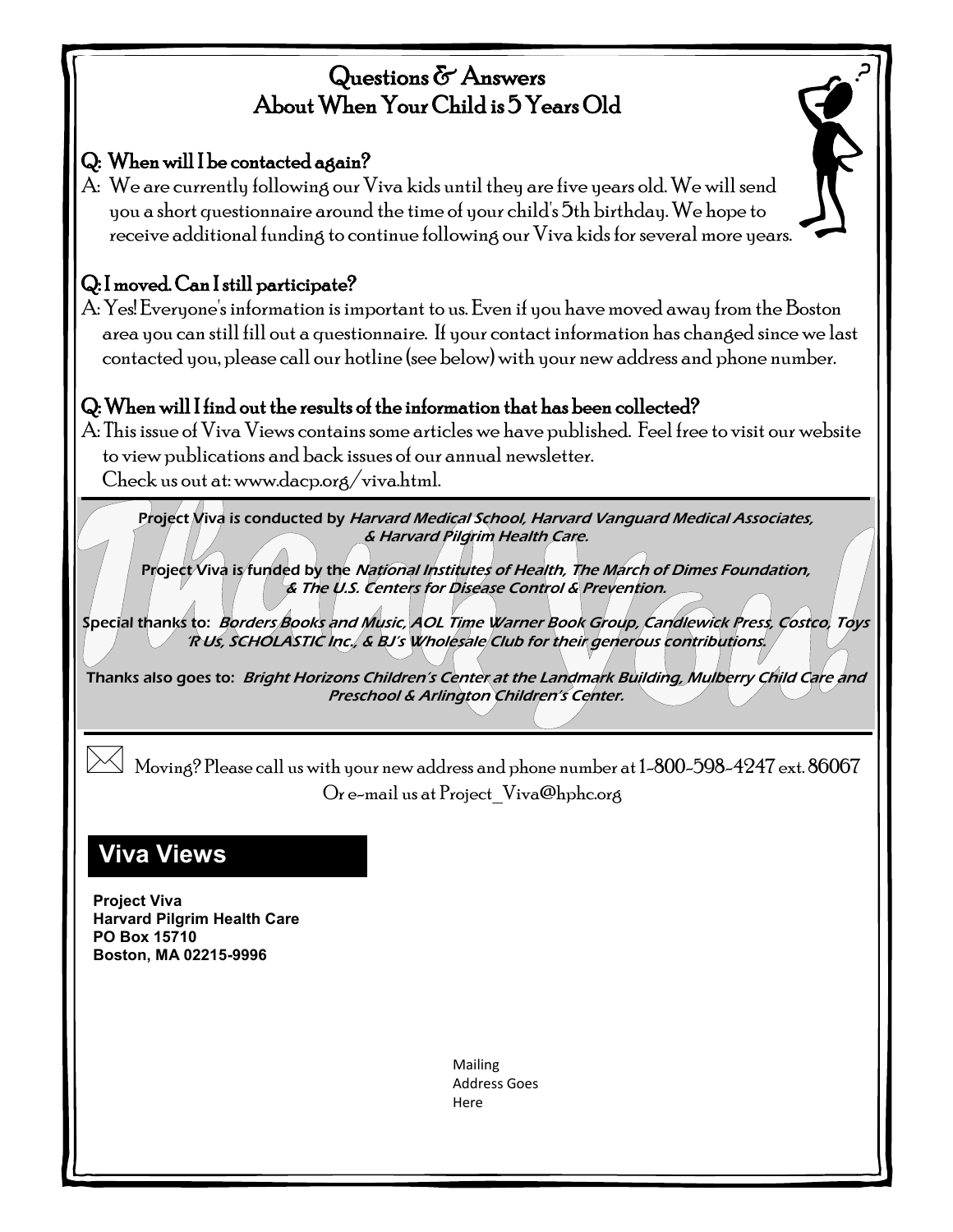## Questions & Answers
## About When Your Child is 5 Years Old

### Q: When will I be contacted again?

A: We are currently following our Viva kids until they are five years old. We will send you a short questionnaire around the time of your child's 5th birthday. We hope to receive additional funding to continue following our Viva kids for several more years.

### Q: I moved. Can I still participate?

A: Yes! Everyone's information is important to us. Even if you have moved away from the Boston area you can still fill out a questionnaire. If your contact information has changed since we last contacted you, please call our hotline (see below) with your new address and phone number.

### Q: When will I find out the results of the information that has been collected?

A: This issue of Viva Views contains some articles we have published. Feel free to visit our website to view publications and back issues of our annual newsletter.
Check us out at: www.dacp.org/viva.html.

---

**Thank You!**

Project Viva is conducted by *Harvard Medical School, Harvard Vanguard Medical Associates, & Harvard Pilgrim Health Care.*

Project Viva is funded by the *National Institutes of Health, The March of Dimes Foundation, & The U.S. Centers for Disease Control & Prevention.*

Special thanks to: *Borders Books and Music, AOL Time Warner Book Group, Candlewick Press, Costco, Toys 'R Us, SCHOLASTIC Inc., & BJ's Wholesale Club for their generous contributions.*

Thanks also goes to: *Bright Horizons Children's Center at the Landmark Building, Mulberry Child Care and Preschool & Arlington Children's Center.*

---

Moving? Please call us with your new address and phone number at 1-800-598-4247 ext. 86067
Or e-mail us at Project_Viva@hphc.org

## Viva Views

**Project Viva**
**Harvard Pilgrim Health Care**
**PO Box 15710**
**Boston, MA 02215-9996**

Mailing
Address Goes
Here